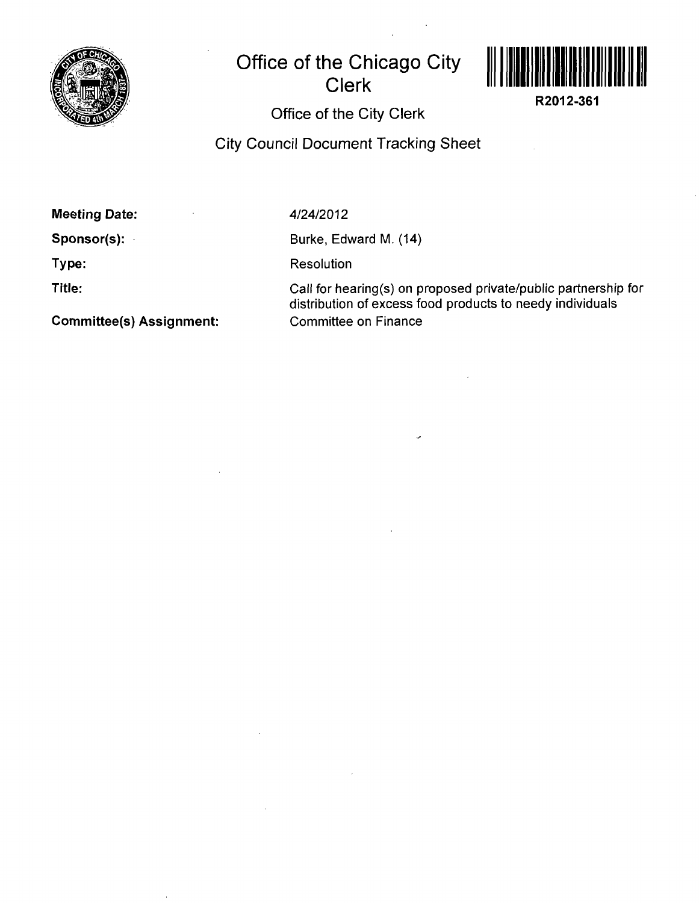# Office of the Chicago City Clerk

**R2012-361**

## Office of the City Clerk

## City Council Document Tracking Sheet

**Meeting Date:** 4/24/2012

**Sponsor(s):** Burke, Edward M. (14)

**Type:** Resolution

**Title:** Call for hearing(s) on proposed private/public partnership for distribution of excess food products to needy individuals

**Committee(s) Assignment:** Committee on Finance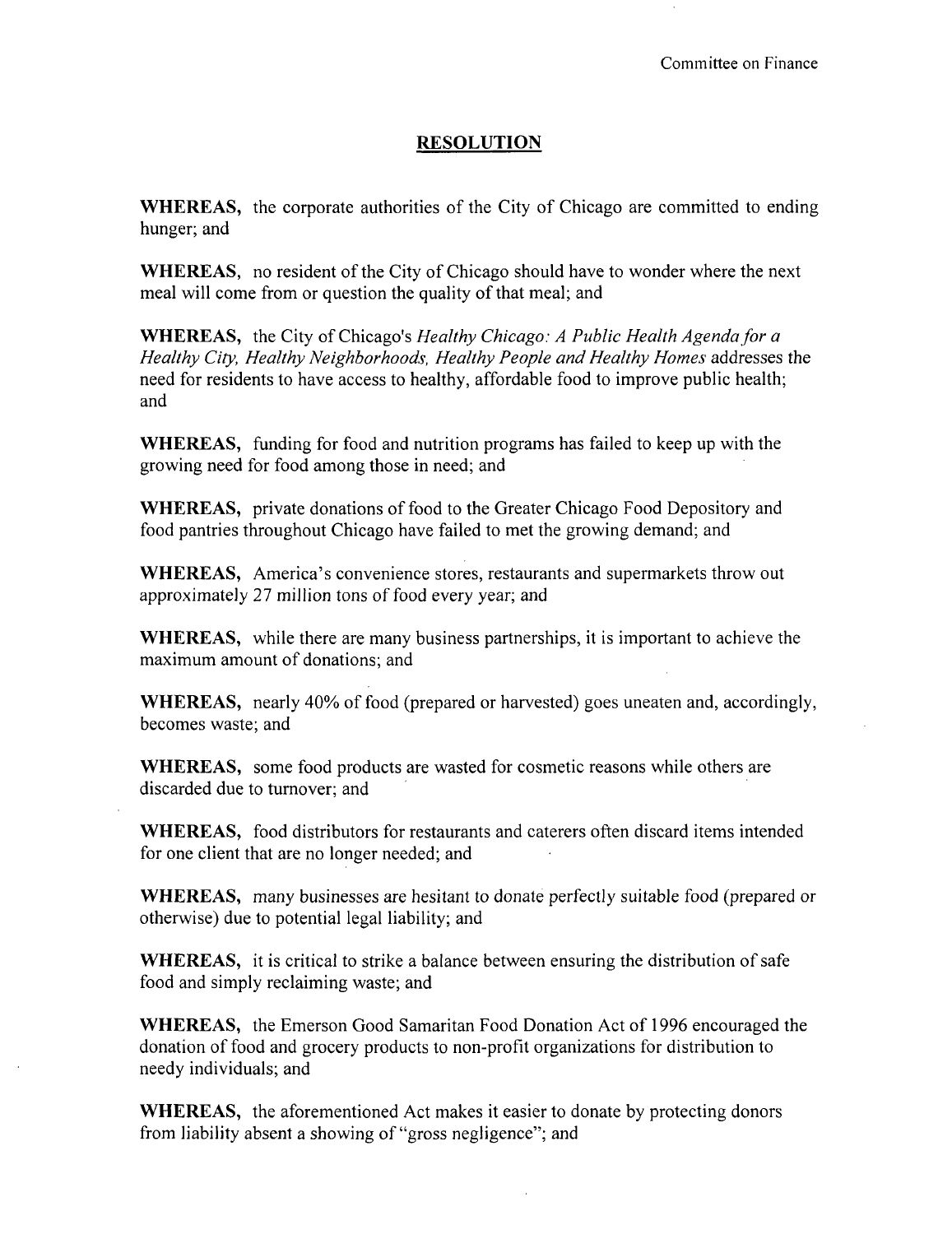Committee on Finance

## RESOLUTION

**WHEREAS,** the corporate authorities of the City of Chicago are committed to ending hunger; and

**WHEREAS,** no resident of the City of Chicago should have to wonder where the next meal will come from or question the quality of that meal; and

**WHEREAS,** the City of Chicago's *Healthy Chicago: A Public Health Agenda for a Healthy City, Healthy Neighborhoods, Healthy People and Healthy Homes* addresses the need for residents to have access to healthy, affordable food to improve public health; and

**WHEREAS,** funding for food and nutrition programs has failed to keep up with the growing need for food among those in need; and

**WHEREAS,** private donations of food to the Greater Chicago Food Depository and food pantries throughout Chicago have failed to met the growing demand; and

**WHEREAS,** America's convenience stores, restaurants and supermarkets throw out approximately 27 million tons of food every year; and

**WHEREAS,** while there are many business partnerships, it is important to achieve the maximum amount of donations; and

**WHEREAS,** nearly 40% of food (prepared or harvested) goes uneaten and, accordingly, becomes waste; and

**WHEREAS,** some food products are wasted for cosmetic reasons while others are discarded due to turnover; and

**WHEREAS,** food distributors for restaurants and caterers often discard items intended for one client that are no longer needed; and

**WHEREAS,** many businesses are hesitant to donate perfectly suitable food (prepared or otherwise) due to potential legal liability; and

**WHEREAS,** it is critical to strike a balance between ensuring the distribution of safe food and simply reclaiming waste; and

**WHEREAS,** the Emerson Good Samaritan Food Donation Act of 1996 encouraged the donation of food and grocery products to non-profit organizations for distribution to needy individuals; and

**WHEREAS,** the aforementioned Act makes it easier to donate by protecting donors from liability absent a showing of "gross negligence"; and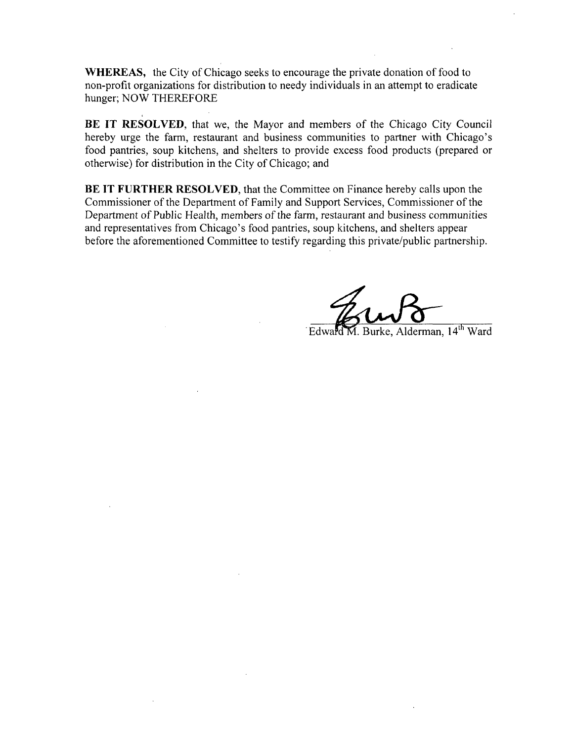**WHEREAS,** the City of Chicago seeks to encourage the private donation of food to non-profit organizations for distribution to needy individuals in an attempt to eradicate hunger; NOW THEREFORE

**BE IT RESOLVED**, that we, the Mayor and members of the Chicago City Council hereby urge the farm, restaurant and business communities to partner with Chicago's food pantries, soup kitchens, and shelters to provide excess food products (prepared or otherwise) for distribution in the City of Chicago; and

**BE IT FURTHER RESOLVED**, that the Committee on Finance hereby calls upon the Commissioner of the Department of Family and Support Services, Commissioner of the Department of Public Health, members of the farm, restaurant and business communities and representatives from Chicago's food pantries, soup kitchens, and shelters appear before the aforementioned Committee to testify regarding this private/public partnership.

Edward M. Burke, Alderman, 14th Ward